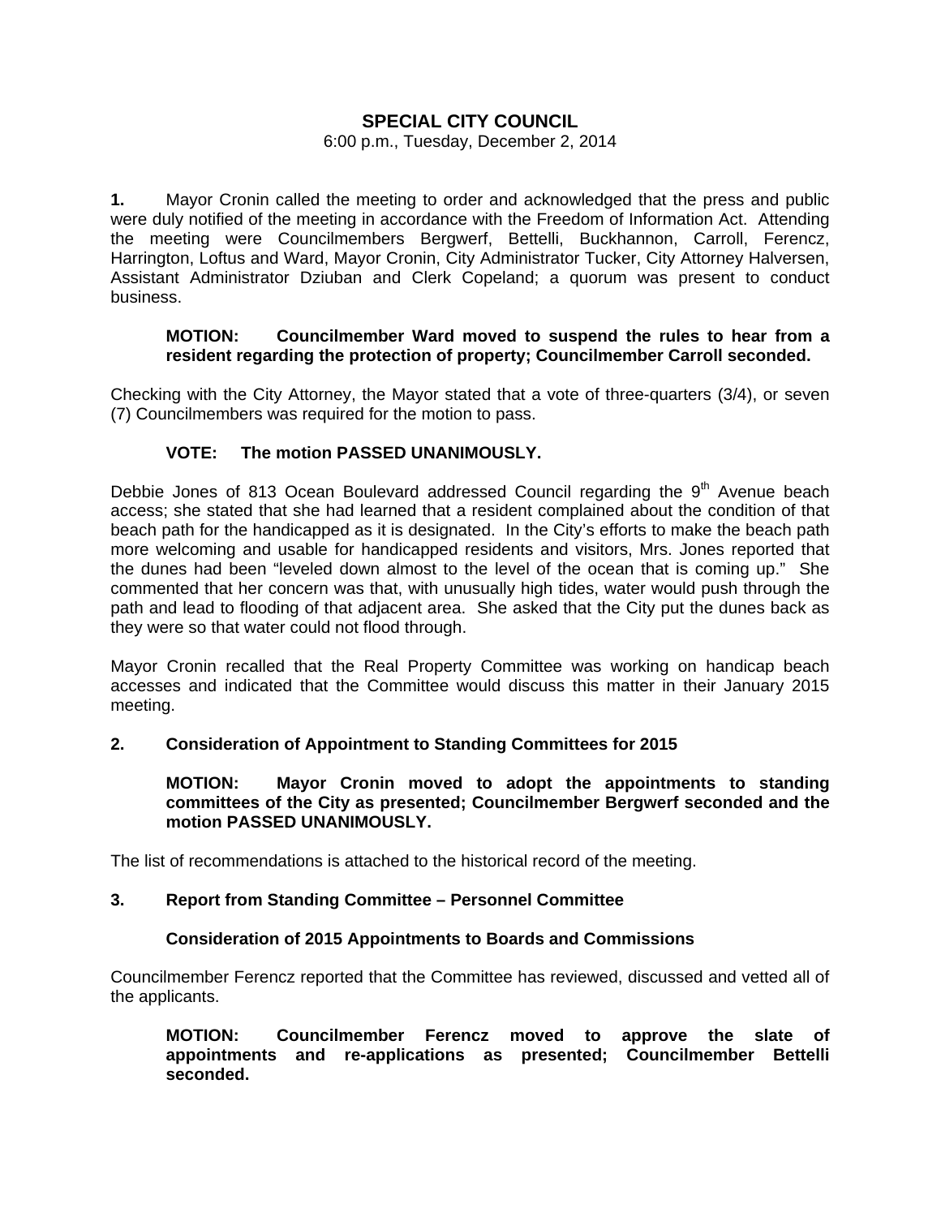# SPECIAL CITY COUNCIL

6:00 p.m., Tuesday, December 2, 2014

**1.** Mayor Cronin called the meeting to order and acknowledged that the press and public were duly notified of the meeting in accordance with the Freedom of Information Act. Attending the meeting were Councilmembers Bergwerf, Bettelli, Buckhannon, Carroll, Ferencz, Harrington, Loftus and Ward, Mayor Cronin, City Administrator Tucker, City Attorney Halversen, Assistant Administrator Dziuban and Clerk Copeland; a quorum was present to conduct business.

> **MOTION: Councilmember Ward moved to suspend the rules to hear from a resident regarding the protection of property; Councilmember Carroll seconded.**

Checking with the City Attorney, the Mayor stated that a vote of three-quarters (3/4), or seven (7) Councilmembers was required for the motion to pass.

> **VOTE: The motion PASSED UNANIMOUSLY.**

Debbie Jones of 813 Ocean Boulevard addressed Council regarding the 9th Avenue beach access; she stated that she had learned that a resident complained about the condition of that beach path for the handicapped as it is designated. In the City's efforts to make the beach path more welcoming and usable for handicapped residents and visitors, Mrs. Jones reported that the dunes had been "leveled down almost to the level of the ocean that is coming up." She commented that her concern was that, with unusually high tides, water would push through the path and lead to flooding of that adjacent area. She asked that the City put the dunes back as they were so that water could not flood through.

Mayor Cronin recalled that the Real Property Committee was working on handicap beach accesses and indicated that the Committee would discuss this matter in their January 2015 meeting.

**2. Consideration of Appointment to Standing Committees for 2015**

> **MOTION: Mayor Cronin moved to adopt the appointments to standing committees of the City as presented; Councilmember Bergwerf seconded and the motion PASSED UNANIMOUSLY.**

The list of recommendations is attached to the historical record of the meeting.

**3. Report from Standing Committee – Personnel Committee**

**Consideration of 2015 Appointments to Boards and Commissions**

Councilmember Ferencz reported that the Committee has reviewed, discussed and vetted all of the applicants.

> **MOTION: Councilmember Ferencz moved to approve the slate of appointments and re-applications as presented; Councilmember Bettelli seconded.**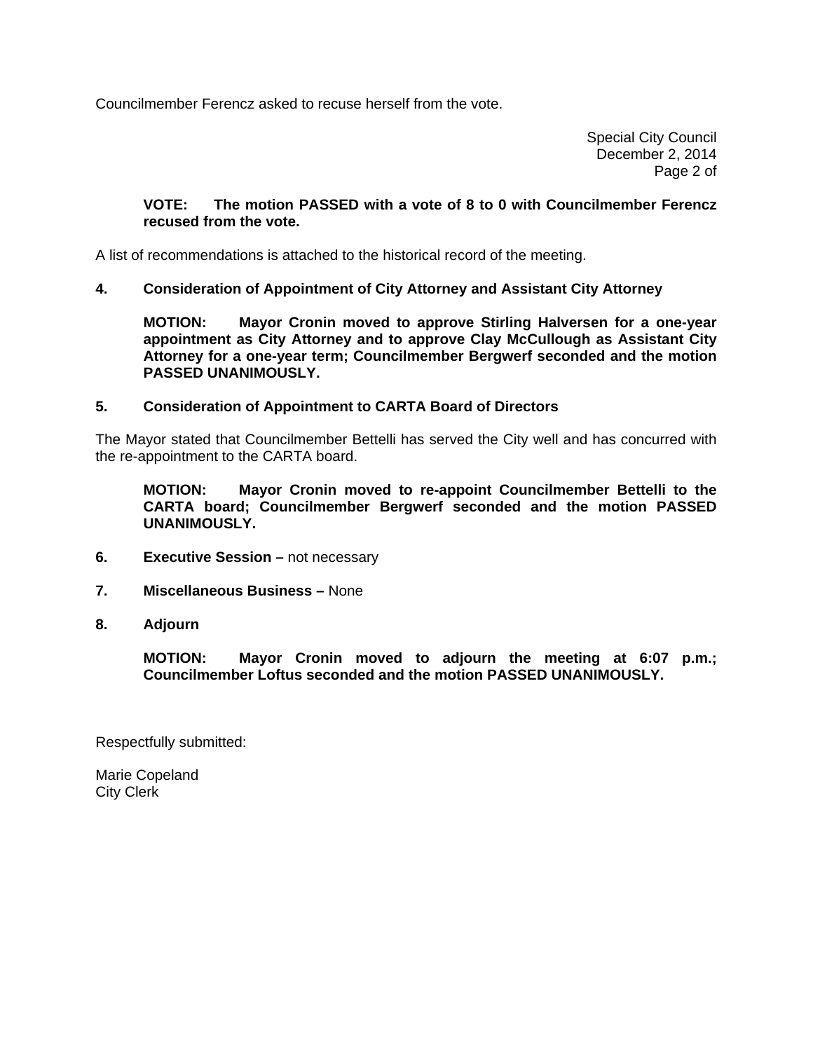Councilmember Ferencz asked to recuse herself from the vote.

**VOTE: The motion PASSED with a vote of 8 to 0 with Councilmember Ferencz recused from the vote.**

A list of recommendations is attached to the historical record of the meeting.

**4. Consideration of Appointment of City Attorney and Assistant City Attorney**

**MOTION: Mayor Cronin moved to approve Stirling Halversen for a one-year appointment as City Attorney and to approve Clay McCullough as Assistant City Attorney for a one-year term; Councilmember Bergwerf seconded and the motion PASSED UNANIMOUSLY.**

**5. Consideration of Appointment to CARTA Board of Directors**

The Mayor stated that Councilmember Bettelli has served the City well and has concurred with the re-appointment to the CARTA board.

**MOTION: Mayor Cronin moved to re-appoint Councilmember Bettelli to the CARTA board; Councilmember Bergwerf seconded and the motion PASSED UNANIMOUSLY.**

**6. Executive Session –** not necessary

**7. Miscellaneous Business –** None

**8. Adjourn**

**MOTION: Mayor Cronin moved to adjourn the meeting at 6:07 p.m.; Councilmember Loftus seconded and the motion PASSED UNANIMOUSLY.**

Respectfully submitted:

Marie Copeland
City Clerk